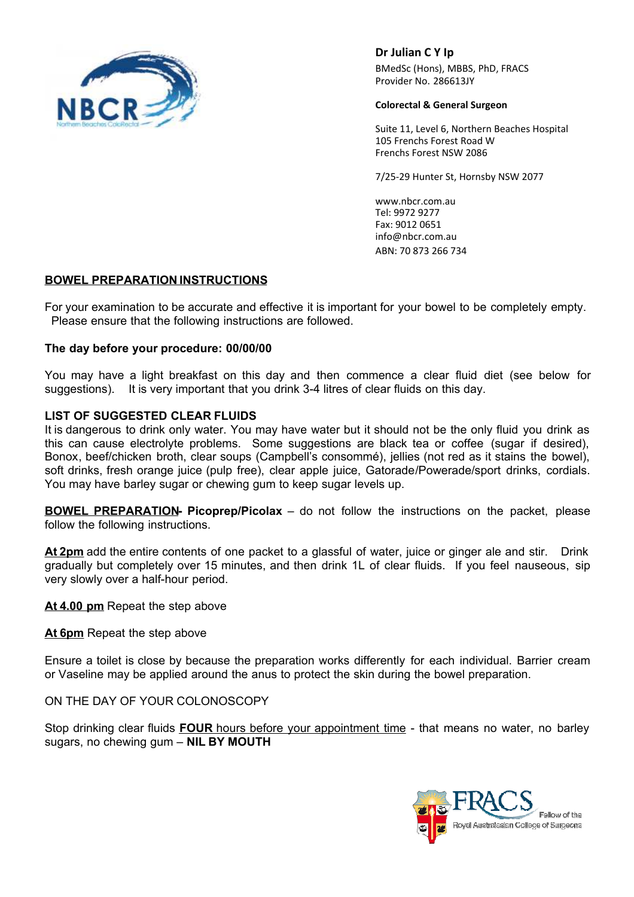NBCR
Northern Beaches ColoRectal

**Dr Julian C Y Ip**
BMedSc (Hons), MBBS, PhD, FRACS
Provider No. 286613JY

**Colorectal & General Surgeon**

Suite 11, Level 6, Northern Beaches Hospital
105 Frenchs Forest Road W
Frenchs Forest NSW 2086

7/25-29 Hunter St, Hornsby NSW 2077

www.nbcr.com.au
Tel: 9972 9277
Fax: 9012 0651
info@nbcr.com.au
ABN: 70 873 266 734

## BOWEL PREPARATION INSTRUCTIONS

For your examination to be accurate and effective it is important for your bowel to be completely empty. Please ensure that the following instructions are followed.

**The day before your procedure: 00/00/00**

You may have a light breakfast on this day and then commence a clear fluid diet (see below for suggestions). It is very important that you drink 3-4 litres of clear fluids on this day.

**LIST OF SUGGESTED CLEAR FLUIDS**

It is dangerous to drink only water. You may have water but it should not be the only fluid you drink as this can cause electrolyte problems. Some suggestions are black tea or coffee (sugar if desired), Bonox, beef/chicken broth, clear soups (Campbell's consommé), jellies (not red as it stains the bowel), soft drinks, fresh orange juice (pulp free), clear apple juice, Gatorade/Powerade/sport drinks, cordials. You may have barley sugar or chewing gum to keep sugar levels up.

**BOWEL PREPARATION- Picoprep/Picolax** – do not follow the instructions on the packet, please follow the following instructions.

**At 2pm** add the entire contents of one packet to a glassful of water, juice or ginger ale and stir. Drink gradually but completely over 15 minutes, and then drink 1L of clear fluids. If you feel nauseous, sip very slowly over a half-hour period.

**At 4.00 pm** Repeat the step above

**At 6pm** Repeat the step above

Ensure a toilet is close by because the preparation works differently for each individual. Barrier cream or Vaseline may be applied around the anus to protect the skin during the bowel preparation.

ON THE DAY OF YOUR COLONOSCOPY

Stop drinking clear fluids **FOUR** hours before your appointment time - that means no water, no barley sugars, no chewing gum – **NIL BY MOUTH**

FRACS
Fellow of the Royal Australasian College of Surgeons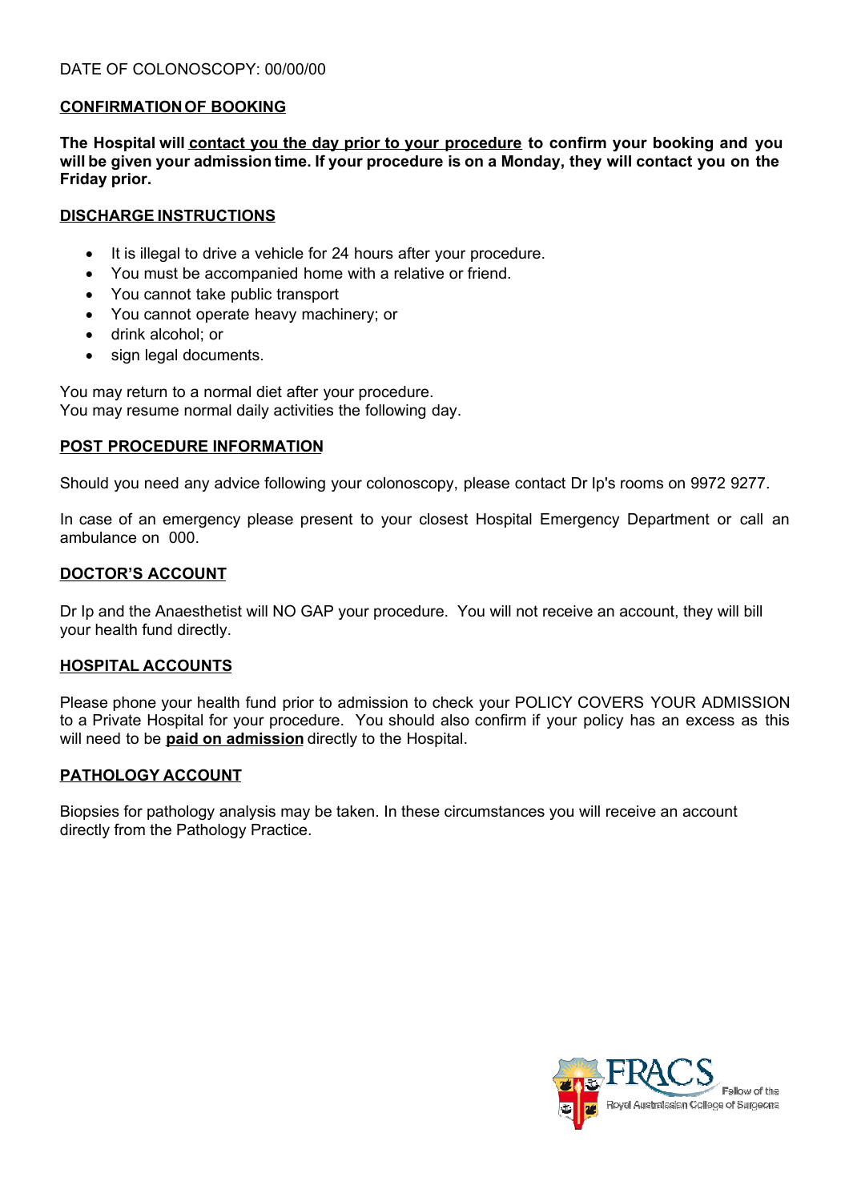DATE OF COLONOSCOPY: 00/00/00

## CONFIRMATION OF BOOKING

**The Hospital will contact you the day prior to your procedure to confirm your booking and you will be given your admission time. If your procedure is on a Monday, they will contact you on the Friday prior.**

## DISCHARGE INSTRUCTIONS

- It is illegal to drive a vehicle for 24 hours after your procedure.
- You must be accompanied home with a relative or friend.
- You cannot take public transport
- You cannot operate heavy machinery; or
- drink alcohol; or
- sign legal documents.

You may return to a normal diet after your procedure.
You may resume normal daily activities the following day.

## POST PROCEDURE INFORMATION

Should you need any advice following your colonoscopy, please contact Dr Ip's rooms on 9972 9277.

In case of an emergency please present to your closest Hospital Emergency Department or call an ambulance on 000.

## DOCTOR'S ACCOUNT

Dr Ip and the Anaesthetist will NO GAP your procedure. You will not receive an account, they will bill your health fund directly.

## HOSPITAL ACCOUNTS

Please phone your health fund prior to admission to check your POLICY COVERS YOUR ADMISSION to a Private Hospital for your procedure. You should also confirm if your policy has an excess as this will need to be **paid on admission** directly to the Hospital.

## PATHOLOGY ACCOUNT

Biopsies for pathology analysis may be taken. In these circumstances you will receive an account directly from the Pathology Practice.

FRACS
Fellow of the
Royal Australasian College of Surgeons